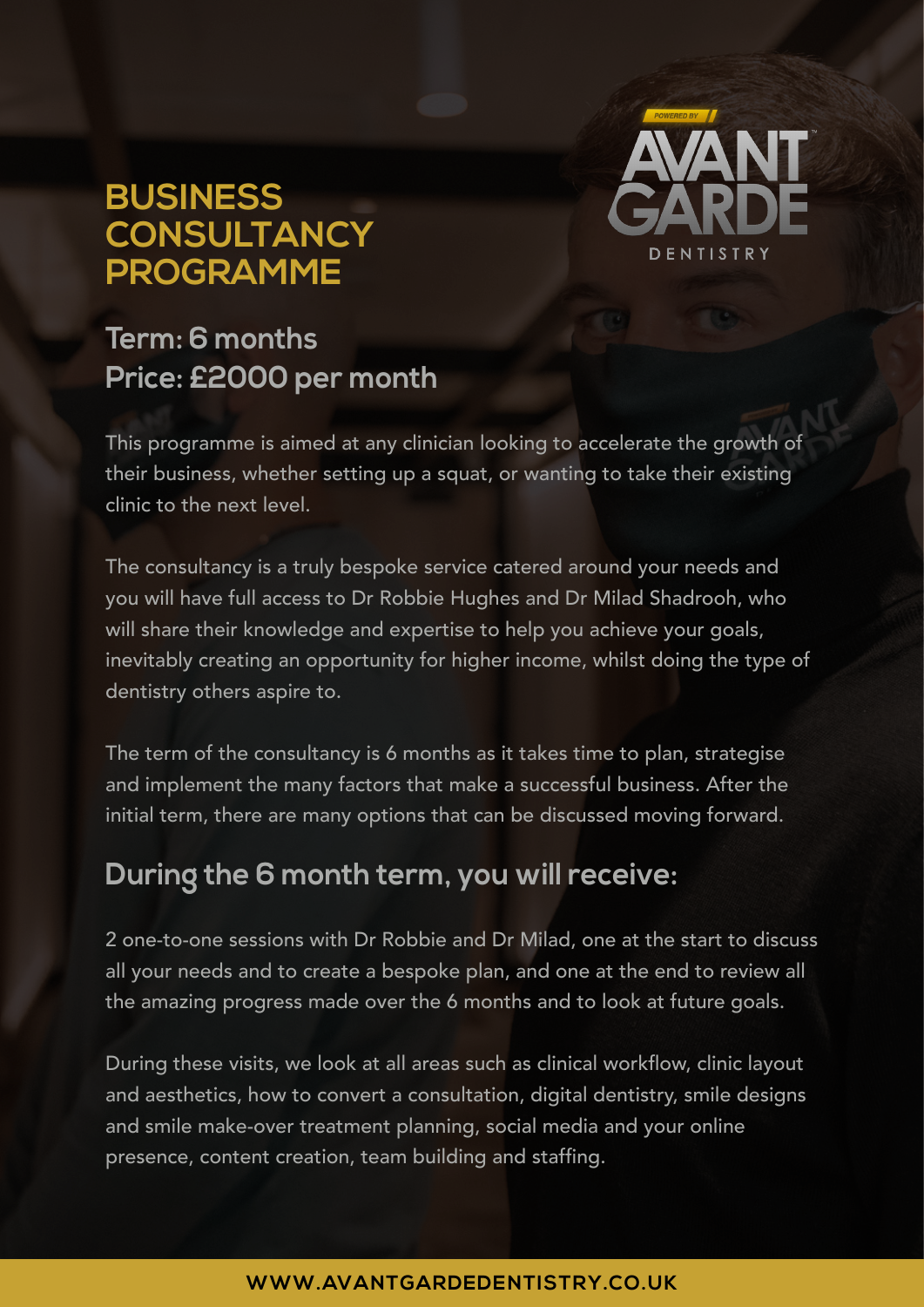# BUSINESS CONSULTANCY PROGRAMME

POWERED BY AVANT GARDE DENTISTRY

## Term: 6 months
## Price: £2000 per month

This programme is aimed at any clinician looking to accelerate the growth of their business, whether setting up a squat, or wanting to take their existing clinic to the next level.

The consultancy is a truly bespoke service catered around your needs and you will have full access to Dr Robbie Hughes and Dr Milad Shadrooh, who will share their knowledge and expertise to help you achieve your goals, inevitably creating an opportunity for higher income, whilst doing the type of dentistry others aspire to.

The term of the consultancy is 6 months as it takes time to plan, strategise and implement the many factors that make a successful business. After the initial term, there are many options that can be discussed moving forward.

## During the 6 month term, you will receive:

2 one-to-one sessions with Dr Robbie and Dr Milad, one at the start to discuss all your needs and to create a bespoke plan, and one at the end to review all the amazing progress made over the 6 months and to look at future goals.

During these visits, we look at all areas such as clinical workflow, clinic layout and aesthetics, how to convert a consultation, digital dentistry, smile designs and smile make-over treatment planning, social media and your online presence, content creation, team building and staffing.

WWW.AVANTGARDEDENTISTRY.CO.UK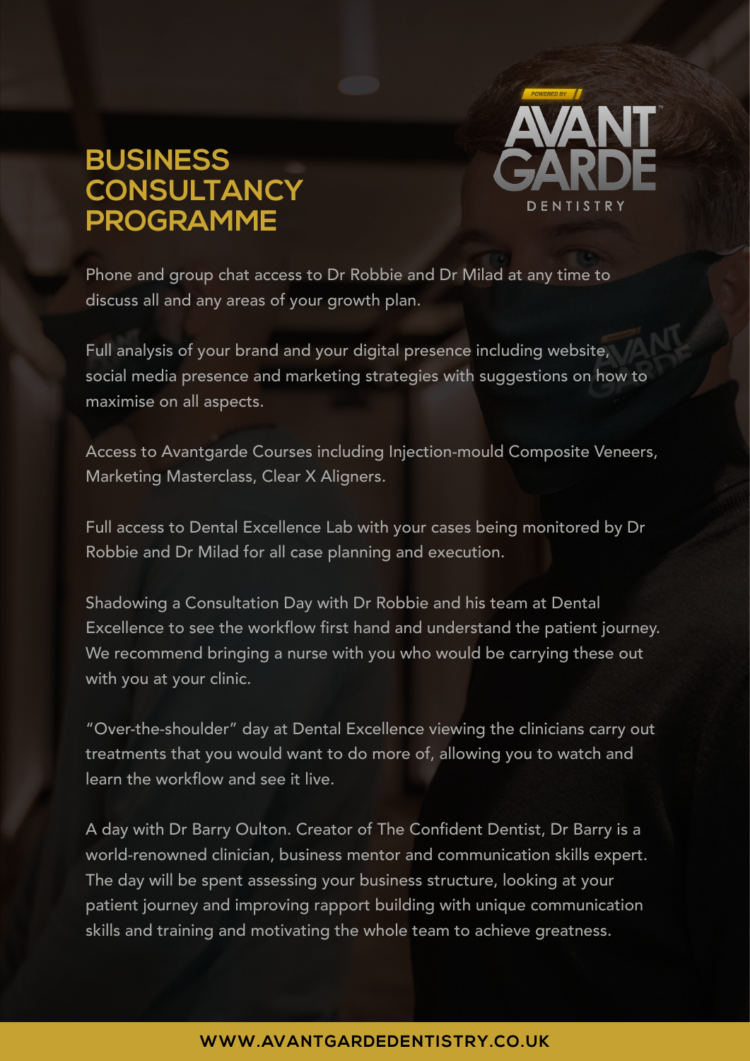# BUSINESS CONSULTANCY PROGRAMME

POWERED BY AVANT GARDE DENTISTRY

Phone and group chat access to Dr Robbie and Dr Milad at any time to discuss all and any areas of your growth plan.

Full analysis of your brand and your digital presence including website, social media presence and marketing strategies with suggestions on how to maximise on all aspects.

Access to Avantgarde Courses including Injection-mould Composite Veneers, Marketing Masterclass, Clear X Aligners.

Full access to Dental Excellence Lab with your cases being monitored by Dr Robbie and Dr Milad for all case planning and execution.

Shadowing a Consultation Day with Dr Robbie and his team at Dental Excellence to see the workflow first hand and understand the patient journey. We recommend bringing a nurse with you who would be carrying these out with you at your clinic.

"Over-the-shoulder" day at Dental Excellence viewing the clinicians carry out treatments that you would want to do more of, allowing you to watch and learn the workflow and see it live.

A day with Dr Barry Oulton. Creator of The Confident Dentist, Dr Barry is a world-renowned clinician, business mentor and communication skills expert. The day will be spent assessing your business structure, looking at your patient journey and improving rapport building with unique communication skills and training and motivating the whole team to achieve greatness.

WWW.AVANTGARDEDENTISTRY.CO.UK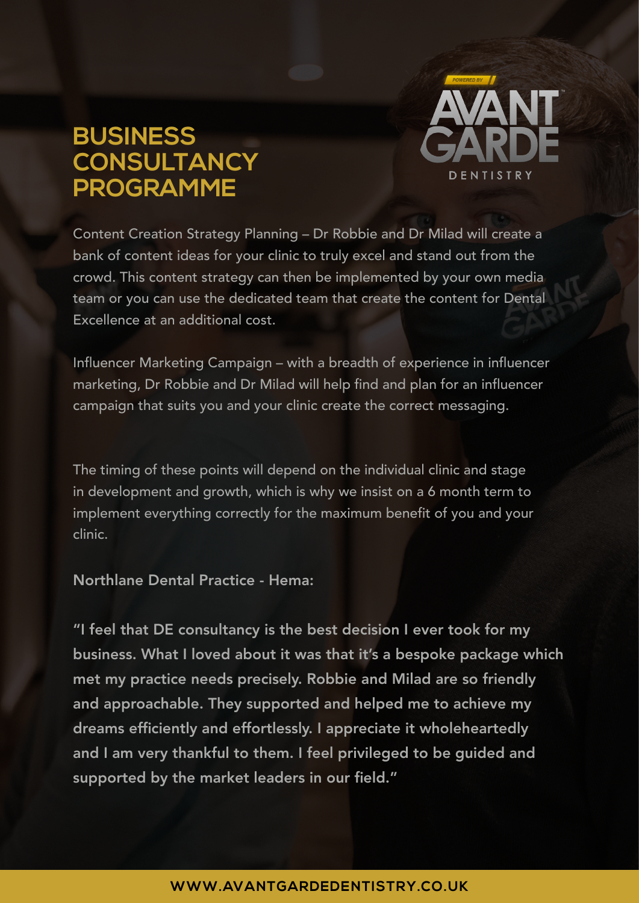# BUSINESS CONSULTANCY PROGRAMME

AVANT GARDE DENTISTRY

Content Creation Strategy Planning – Dr Robbie and Dr Milad will create a bank of content ideas for your clinic to truly excel and stand out from the crowd. This content strategy can then be implemented by your own media team or you can use the dedicated team that create the content for Dental Excellence at an additional cost.

Influencer Marketing Campaign – with a breadth of experience in influencer marketing, Dr Robbie and Dr Milad will help find and plan for an influencer campaign that suits you and your clinic create the correct messaging.

The timing of these points will depend on the individual clinic and stage in development and growth, which is why we insist on a 6 month term to implement everything correctly for the maximum benefit of you and your clinic.

**Northlane Dental Practice - Hema:**

**"I feel that DE consultancy is the best decision I ever took for my business. What I loved about it was that it's a bespoke package which met my practice needs precisely. Robbie and Milad are so friendly and approachable. They supported and helped me to achieve my dreams efficiently and effortlessly. I appreciate it wholeheartedly and I am very thankful to them. I feel privileged to be guided and supported by the market leaders in our field."**

WWW.AVANTGARDEDENTISTRY.CO.UK